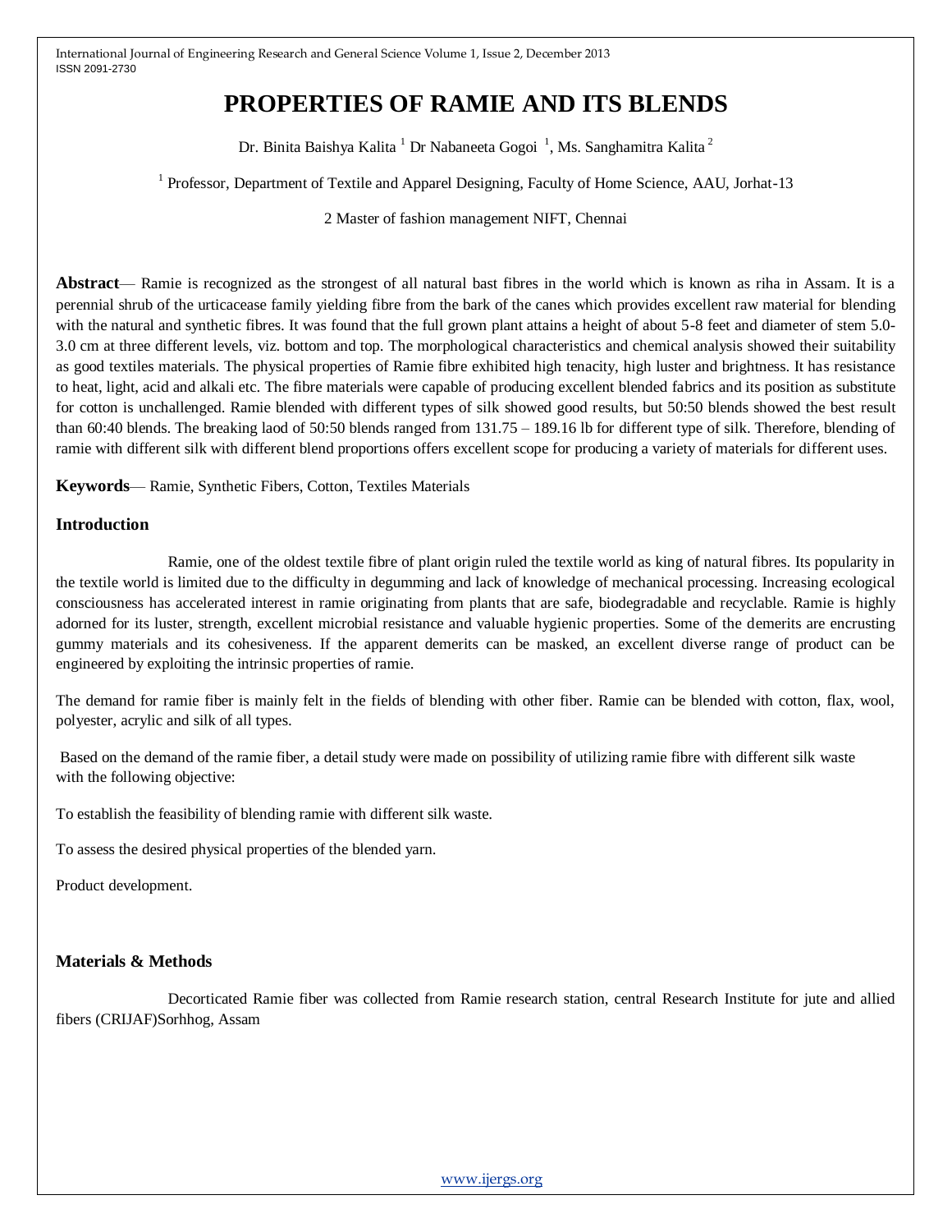# PROPERTIES OF RAMIE AND ITS BLENDS

Dr. Binita Baishya Kalita [1] Dr Nabaneeta Gogoi [1], Ms. Sanghamitra Kalita [2]

[1] Professor, Department of Textile and Apparel Designing, Faculty of Home Science, AAU, Jorhat-13

2 Master of fashion management NIFT, Chennai

**Abstract**— Ramie is recognized as the strongest of all natural bast fibres in the world which is known as riha in Assam. It is a perennial shrub of the urticacease family yielding fibre from the bark of the canes which provides excellent raw material for blending with the natural and synthetic fibres. It was found that the full grown plant attains a height of about 5-8 feet and diameter of stem 5.0-3.0 cm at three different levels, viz. bottom and top. The morphological characteristics and chemical analysis showed their suitability as good textiles materials. The physical properties of Ramie fibre exhibited high tenacity, high luster and brightness. It has resistance to heat, light, acid and alkali etc. The fibre materials were capable of producing excellent blended fabrics and its position as substitute for cotton is unchallenged. Ramie blended with different types of silk showed good results, but 50:50 blends showed the best result than 60:40 blends. The breaking laod of 50:50 blends ranged from 131.75 – 189.16 lb for different type of silk. Therefore, blending of ramie with different silk with different blend proportions offers excellent scope for producing a variety of materials for different uses.

**Keywords**— Ramie, Synthetic Fibers, Cotton, Textiles Materials

## Introduction

Ramie, one of the oldest textile fibre of plant origin ruled the textile world as king of natural fibres. Its popularity in the textile world is limited due to the difficulty in degumming and lack of knowledge of mechanical processing. Increasing ecological consciousness has accelerated interest in ramie originating from plants that are safe, biodegradable and recyclable. Ramie is highly adorned for its luster, strength, excellent microbial resistance and valuable hygienic properties. Some of the demerits are encrusting gummy materials and its cohesiveness. If the apparent demerits can be masked, an excellent diverse range of product can be engineered by exploiting the intrinsic properties of ramie.

The demand for ramie fiber is mainly felt in the fields of blending with other fiber. Ramie can be blended with cotton, flax, wool, polyester, acrylic and silk of all types.

Based on the demand of the ramie fiber, a detail study were made on possibility of utilizing ramie fibre with different silk waste with the following objective:

To establish the feasibility of blending ramie with different silk waste.

To assess the desired physical properties of the blended yarn.

Product development.

## Materials & Methods

Decorticated Ramie fiber was collected from Ramie research station, central Research Institute for jute and allied fibers (CRIJAF)Sorhhog, Assam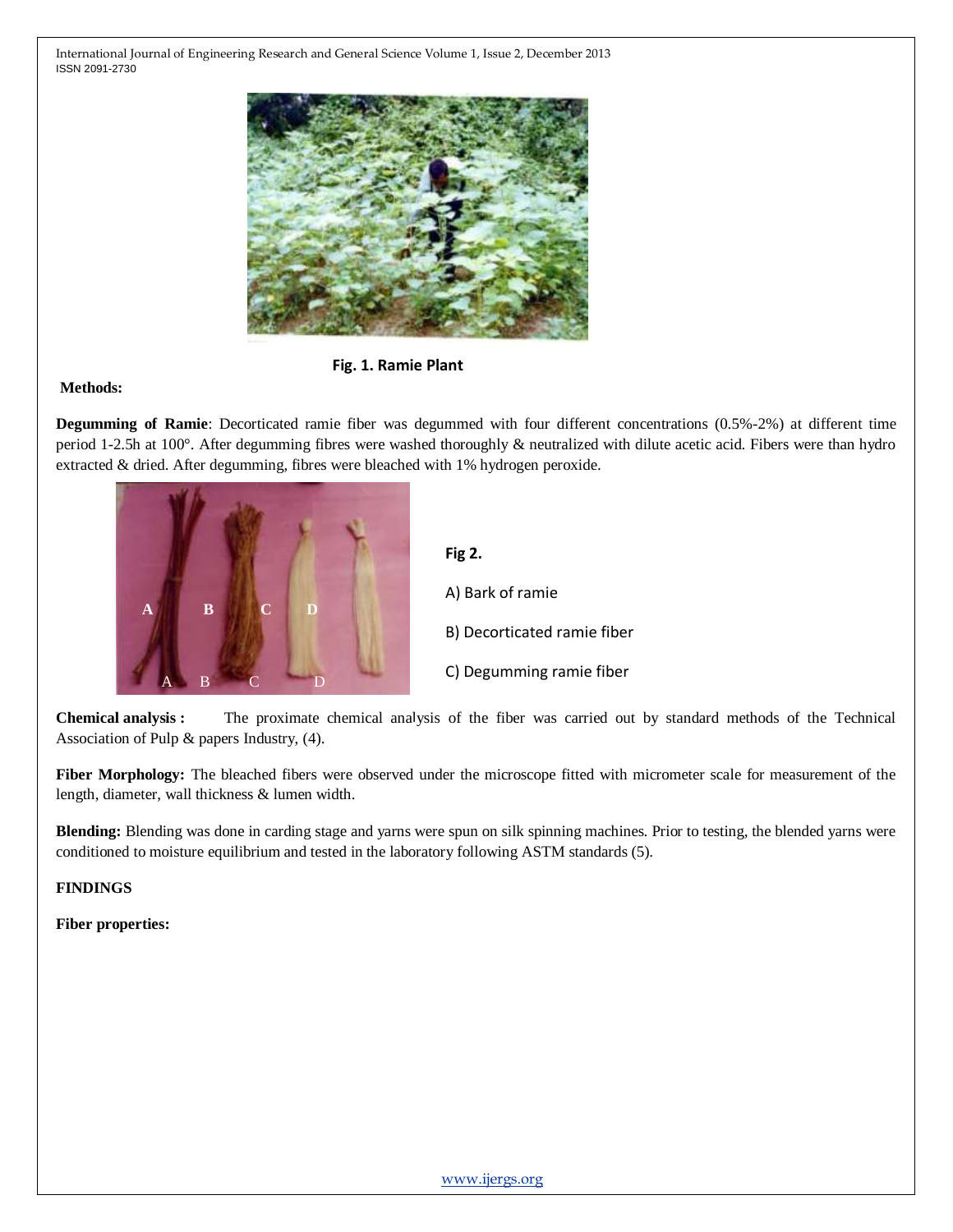Fig. 1. Ramie Plant

**Methods:**

**Degumming of Ramie**: Decorticated ramie fiber was degummed with four different concentrations (0.5%-2%) at different time period 1-2.5h at 100°. After degumming fibres were washed thoroughly & neutralized with dilute acetic acid. Fibers were than hydro extracted & dried. After degumming, fibres were bleached with 1% hydrogen peroxide.

**Fig 2.**

A) Bark of ramie

B) Decorticated ramie fiber

C) Degumming ramie fiber

**Chemical analysis :** The proximate chemical analysis of the fiber was carried out by standard methods of the Technical Association of Pulp & papers Industry, (4).

**Fiber Morphology:** The bleached fibers were observed under the microscope fitted with micrometer scale for measurement of the length, diameter, wall thickness & lumen width.

**Blending:** Blending was done in carding stage and yarns were spun on silk spinning machines. Prior to testing, the blended yarns were conditioned to moisture equilibrium and tested in the laboratory following ASTM standards (5).

**FINDINGS**

**Fiber properties:**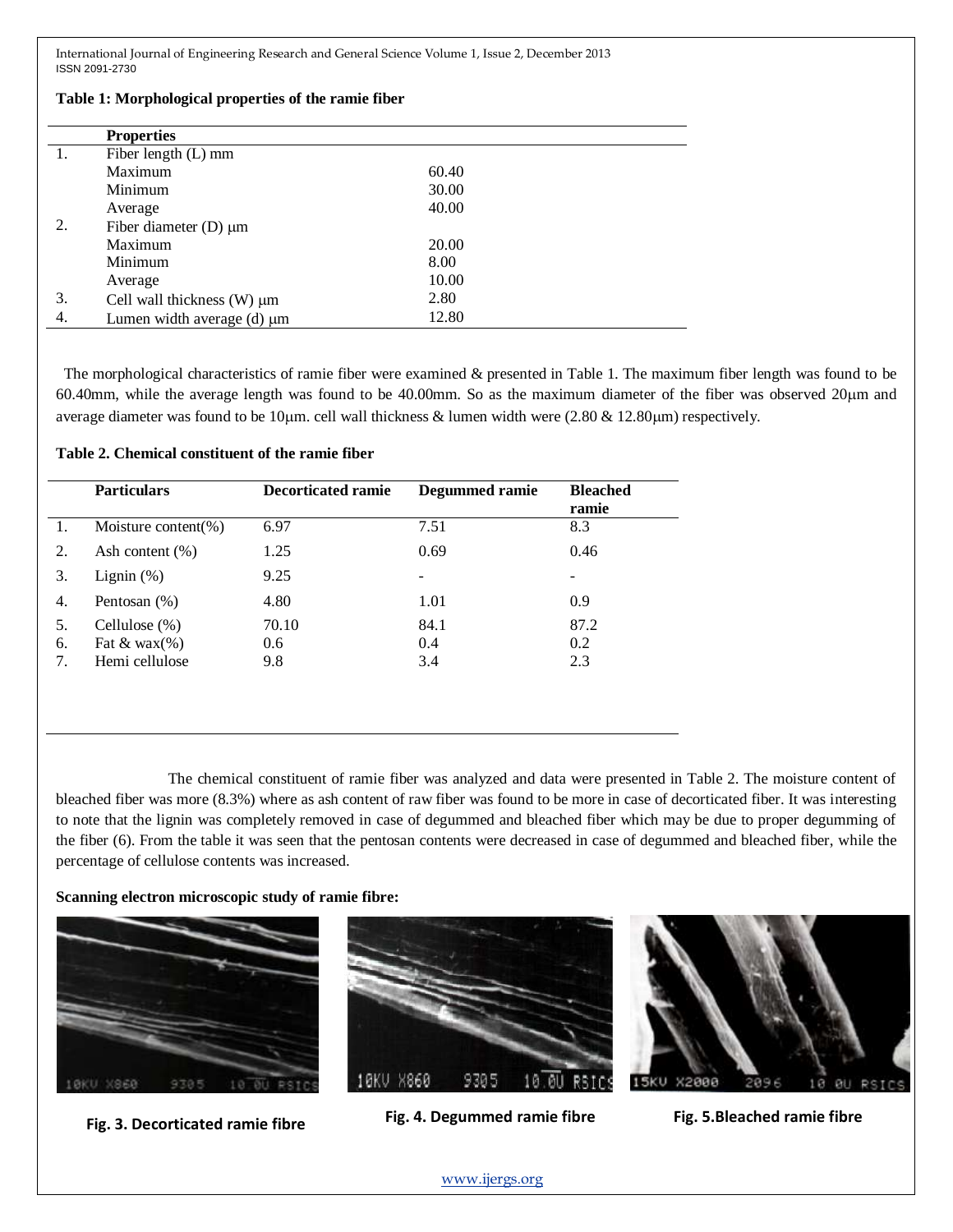**Table 1: Morphological properties of the ramie fiber**

| | Properties | |
|---|---|---|
| 1. | Fiber length (L) mm | |
| | Maximum | 60.40 |
| | Minimum | 30.00 |
| | Average | 40.00 |
| 2. | Fiber diameter (D) μm | |
| | Maximum | 20.00 |
| | Minimum | 8.00 |
| | Average | 10.00 |
| 3. | Cell wall thickness (W) μm | 2.80 |
| 4. | Lumen width average (d) μm | 12.80 |

The morphological characteristics of ramie fiber were examined & presented in Table 1. The maximum fiber length was found to be 60.40mm, while the average length was found to be 40.00mm. So as the maximum diameter of the fiber was observed 20μm and average diameter was found to be 10μm. cell wall thickness & lumen width were (2.80 & 12.80μm) respectively.

**Table 2. Chemical constituent of the ramie fiber**

| | Particulars | Decorticated ramie | Degummed ramie | Bleached ramie |
|---|---|---|---|---|
| 1. | Moisture content(%) | 6.97 | 7.51 | 8.3 |
| 2. | Ash content (%) | 1.25 | 0.69 | 0.46 |
| 3. | Lignin (%) | 9.25 | - | - |
| 4. | Pentosan (%) | 4.80 | 1.01 | 0.9 |
| 5. | Cellulose (%) | 70.10 | 84.1 | 87.2 |
| 6. | Fat & wax(%) | 0.6 | 0.4 | 0.2 |
| 7. | Hemi cellulose | 9.8 | 3.4 | 2.3 |

The chemical constituent of ramie fiber was analyzed and data were presented in Table 2. The moisture content of bleached fiber was more (8.3%) where as ash content of raw fiber was found to be more in case of decorticated fiber. It was interesting to note that the lignin was completely removed in case of degummed and bleached fiber which may be due to proper degumming of the fiber (6). From the table it was seen that the pentosan contents were decreased in case of degummed and bleached fiber, while the percentage of cellulose contents was increased.

**Scanning electron microscopic study of ramie fibre:**

**Fig. 3. Decorticated ramie fibre**

**Fig. 4. Degummed ramie fibre**

**Fig. 5.Bleached ramie fibre**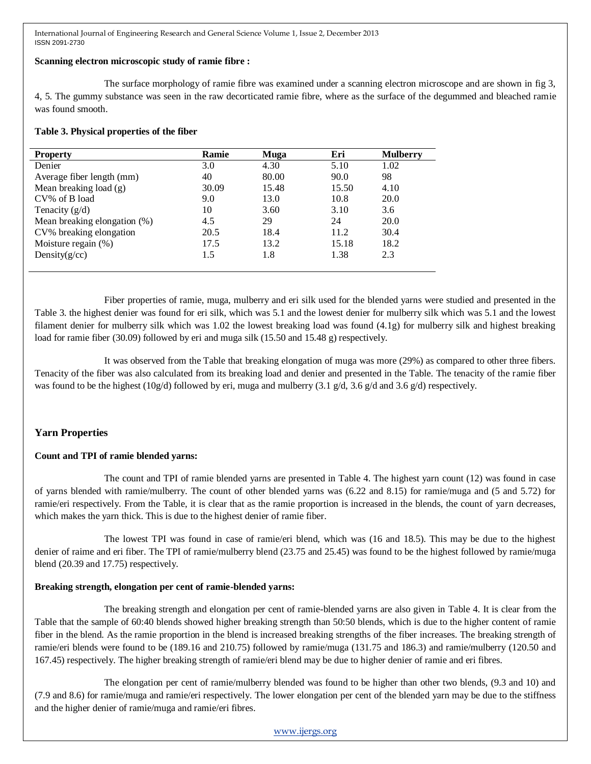**Scanning electron microscopic study of ramie fibre :**

The surface morphology of ramie fibre was examined under a scanning electron microscope and are shown in fig 3, 4, 5. The gummy substance was seen in the raw decorticated ramie fibre, where as the surface of the degummed and bleached ramie was found smooth.

**Table 3. Physical properties of the fiber**

| Property | Ramie | Muga | Eri | Mulberry |
|---|---|---|---|---|
| Denier | 3.0 | 4.30 | 5.10 | 1.02 |
| Average fiber length (mm) | 40 | 80.00 | 90.0 | 98 |
| Mean breaking load (g) | 30.09 | 15.48 | 15.50 | 4.10 |
| CV% of B load | 9.0 | 13.0 | 10.8 | 20.0 |
| Tenacity (g/d) | 10 | 3.60 | 3.10 | 3.6 |
| Mean breaking elongation (%) | 4.5 | 29 | 24 | 20.0 |
| CV% breaking elongation | 20.5 | 18.4 | 11.2 | 30.4 |
| Moisture regain (%) | 17.5 | 13.2 | 15.18 | 18.2 |
| Density(g/cc) | 1.5 | 1.8 | 1.38 | 2.3 |

Fiber properties of ramie, muga, mulberry and eri silk used for the blended yarns were studied and presented in the Table 3. the highest denier was found for eri silk, which was 5.1 and the lowest denier for mulberry silk which was 5.1 and the lowest filament denier for mulberry silk which was 1.02 the lowest breaking load was found (4.1g) for mulberry silk and highest breaking load for ramie fiber (30.09) followed by eri and muga silk (15.50 and 15.48 g) respectively.

It was observed from the Table that breaking elongation of muga was more (29%) as compared to other three fibers. Tenacity of the fiber was also calculated from its breaking load and denier and presented in the Table. The tenacity of the ramie fiber was found to be the highest (10g/d) followed by eri, muga and mulberry (3.1 g/d, 3.6 g/d and 3.6 g/d) respectively.

## Yarn Properties

**Count and TPI of ramie blended yarns:**

The count and TPI of ramie blended yarns are presented in Table 4. The highest yarn count (12) was found in case of yarns blended with ramie/mulberry. The count of other blended yarns was (6.22 and 8.15) for ramie/muga and (5 and 5.72) for ramie/eri respectively. From the Table, it is clear that as the ramie proportion is increased in the blends, the count of yarn decreases, which makes the yarn thick. This is due to the highest denier of ramie fiber.

The lowest TPI was found in case of ramie/eri blend, which was (16 and 18.5). This may be due to the highest denier of raime and eri fiber. The TPI of ramie/mulberry blend (23.75 and 25.45) was found to be the highest followed by ramie/muga blend (20.39 and 17.75) respectively.

**Breaking strength, elongation per cent of ramie-blended yarns:**

The breaking strength and elongation per cent of ramie-blended yarns are also given in Table 4. It is clear from the Table that the sample of 60:40 blends showed higher breaking strength than 50:50 blends, which is due to the higher content of ramie fiber in the blend. As the ramie proportion in the blend is increased breaking strengths of the fiber increases. The breaking strength of ramie/eri blends were found to be (189.16 and 210.75) followed by ramie/muga (131.75 and 186.3) and ramie/mulberry (120.50 and 167.45) respectively. The higher breaking strength of ramie/eri blend may be due to higher denier of ramie and eri fibres.

The elongation per cent of ramie/mulberry blended was found to be higher than other two blends, (9.3 and 10) and (7.9 and 8.6) for ramie/muga and ramie/eri respectively. The lower elongation per cent of the blended yarn may be due to the stiffness and the higher denier of ramie/muga and ramie/eri fibres.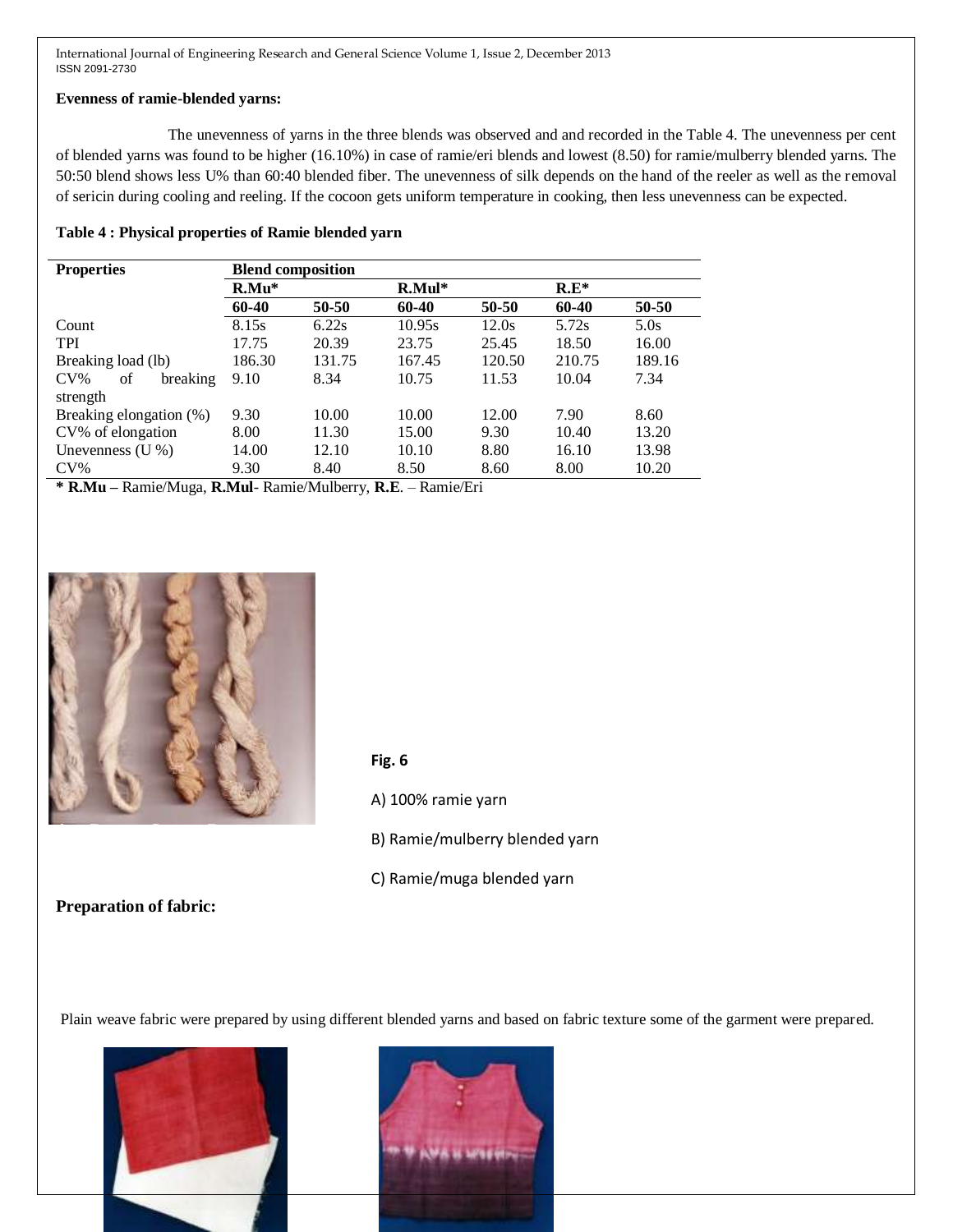**Evenness of ramie-blended yarns:**

The unevenness of yarns in the three blends was observed and and recorded in the Table 4. The unevenness per cent of blended yarns was found to be higher (16.10%) in case of ramie/eri blends and lowest (8.50) for ramie/mulberry blended yarns. The 50:50 blend shows less U% than 60:40 blended fiber. The unevenness of silk depends on the hand of the reeler as well as the removal of sericin during cooling and reeling. If the cocoon gets uniform temperature in cooking, then less unevenness can be expected.

**Table 4 : Physical properties of Ramie blended yarn**

| Properties | Blend composition | | | | | |
|---|---|---|---|---|---|---|
| | R.Mu* | | R.Mul* | | R.E* | |
| | 60-40 | 50-50 | 60-40 | 50-50 | 60-40 | 50-50 |
| Count | 8.15s | 6.22s | 10.95s | 12.0s | 5.72s | 5.0s |
| TPI | 17.75 | 20.39 | 23.75 | 25.45 | 18.50 | 16.00 |
| Breaking load (lb) | 186.30 | 131.75 | 167.45 | 120.50 | 210.75 | 189.16 |
| CV% of breaking strength | 9.10 | 8.34 | 10.75 | 11.53 | 10.04 | 7.34 |
| Breaking elongation (%) | 9.30 | 10.00 | 10.00 | 12.00 | 7.90 | 8.60 |
| CV% of elongation | 8.00 | 11.30 | 15.00 | 9.30 | 10.40 | 13.20 |
| Unevenness (U %) | 14.00 | 12.10 | 10.10 | 8.80 | 16.10 | 13.98 |
| CV% | 9.30 | 8.40 | 8.50 | 8.60 | 8.00 | 10.20 |

**\* R.Mu** – Ramie/Muga, **R.Mul**- Ramie/Mulberry, **R.E**. – Ramie/Eri

**Fig. 6**

A) 100% ramie yarn

B) Ramie/mulberry blended yarn

C) Ramie/muga blended yarn

**Preparation of fabric:**

Plain weave fabric were prepared by using different blended yarns and based on fabric texture some of the garment were prepared.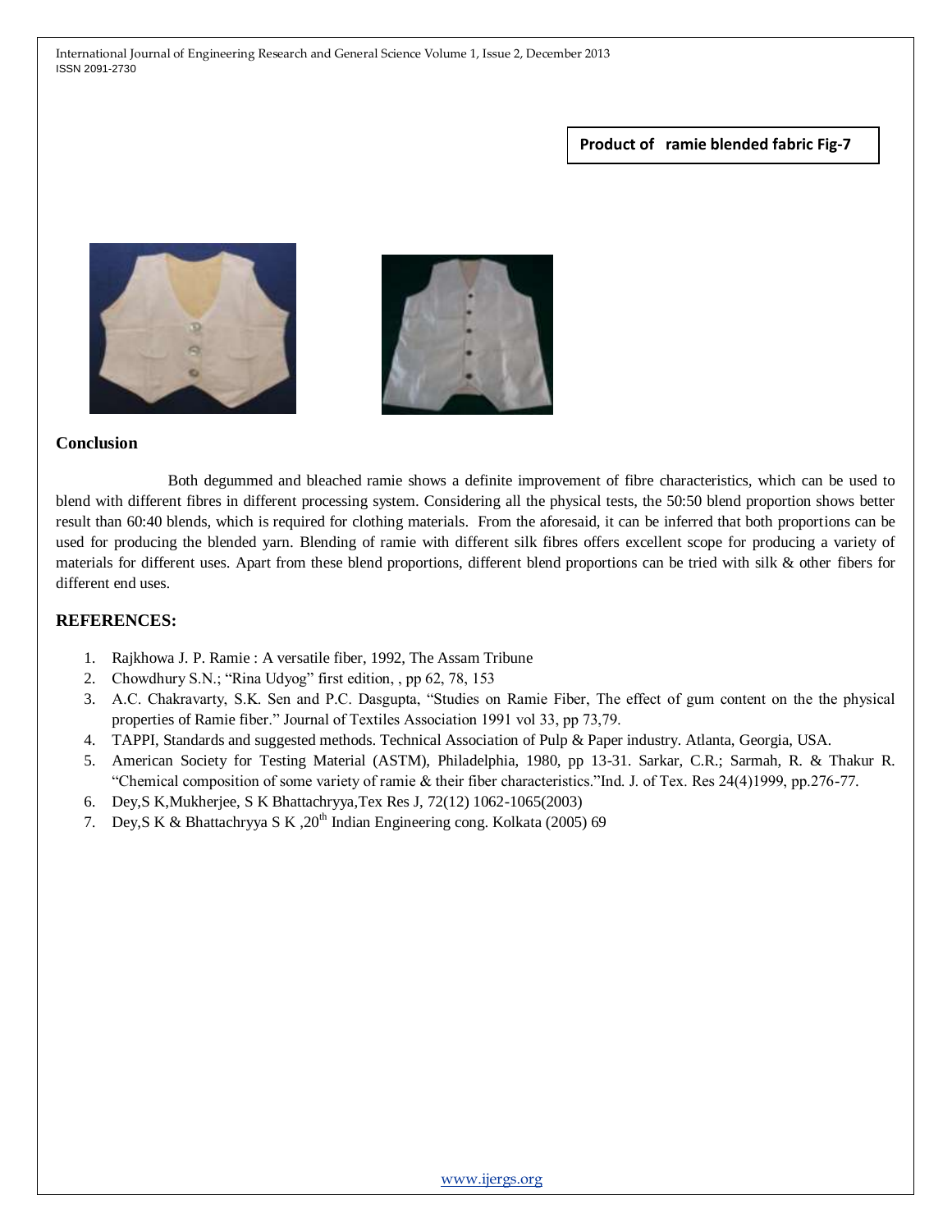**Product of ramie blended fabric Fig-7**

## Conclusion

Both degummed and bleached ramie shows a definite improvement of fibre characteristics, which can be used to blend with different fibres in different processing system. Considering all the physical tests, the 50:50 blend proportion shows better result than 60:40 blends, which is required for clothing materials. From the aforesaid, it can be inferred that both proportions can be used for producing the blended yarn. Blending of ramie with different silk fibres offers excellent scope for producing a variety of materials for different uses. Apart from these blend proportions, different blend proportions can be tried with silk & other fibers for different end uses.

## REFERENCES:

1. Rajkhowa J. P. Ramie : A versatile fiber, 1992, The Assam Tribune
2. Chowdhury S.N.; "Rina Udyog" first edition, , pp 62, 78, 153
3. A.C. Chakravarty, S.K. Sen and P.C. Dasgupta, "Studies on Ramie Fiber, The effect of gum content on the the physical properties of Ramie fiber." Journal of Textiles Association 1991 vol 33, pp 73,79.
4. TAPPI, Standards and suggested methods. Technical Association of Pulp & Paper industry. Atlanta, Georgia, USA.
5. American Society for Testing Material (ASTM), Philadelphia, 1980, pp 13-31. Sarkar, C.R.; Sarmah, R. & Thakur R. "Chemical composition of some variety of ramie & their fiber characteristics."Ind. J. of Tex. Res 24(4)1999, pp.276-77.
6. Dey,S K,Mukherjee, S K Bhattachryya,Tex Res J, 72(12) 1062-1065(2003)
7. Dey,S K & Bhattachryya S K ,20th Indian Engineering cong. Kolkata (2005) 69